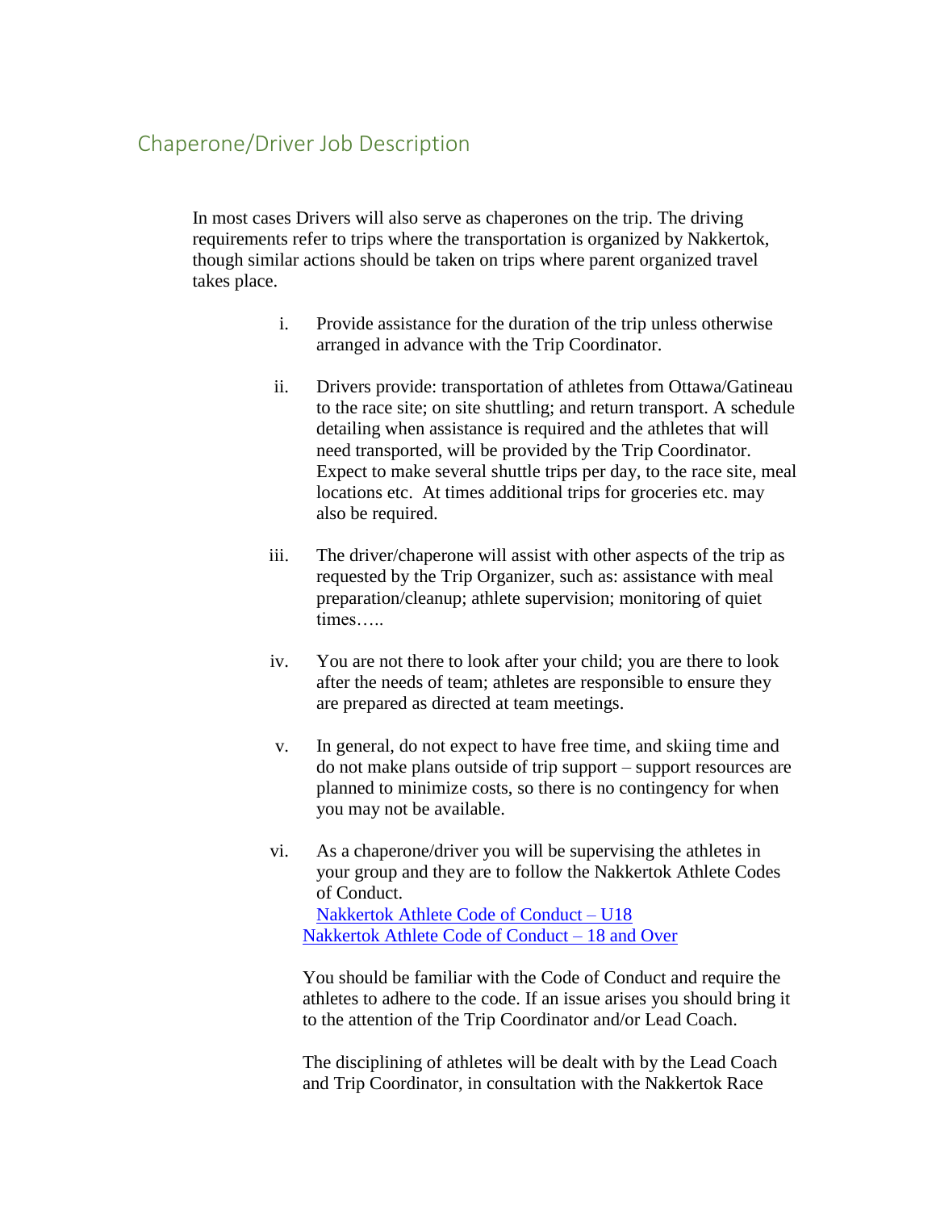## Chaperone/Driver Job Description

In most cases Drivers will also serve as chaperones on the trip. The driving requirements refer to trips where the transportation is organized by Nakkertok, though similar actions should be taken on trips where parent organized travel takes place.

i. Provide assistance for the duration of the trip unless otherwise arranged in advance with the Trip Coordinator.

ii. Drivers provide: transportation of athletes from Ottawa/Gatineau to the race site; on site shuttling; and return transport. A schedule detailing when assistance is required and the athletes that will need transported, will be provided by the Trip Coordinator. Expect to make several shuttle trips per day, to the race site, meal locations etc. At times additional trips for groceries etc. may also be required.

iii. The driver/chaperone will assist with other aspects of the trip as requested by the Trip Organizer, such as: assistance with meal preparation/cleanup; athlete supervision; monitoring of quiet times…..

iv. You are not there to look after your child; you are there to look after the needs of team; athletes are responsible to ensure they are prepared as directed at team meetings.

v. In general, do not expect to have free time, and skiing time and do not make plans outside of trip support – support resources are planned to minimize costs, so there is no contingency for when you may not be available.

vi. As a chaperone/driver you will be supervising the athletes in your group and they are to follow the Nakkertok Athlete Codes of Conduct.
[Nakkertok Athlete Code of Conduct – U18]
[Nakkertok Athlete Code of Conduct – 18 and Over]

You should be familiar with the Code of Conduct and require the athletes to adhere to the code. If an issue arises you should bring it to the attention of the Trip Coordinator and/or Lead Coach.

The disciplining of athletes will be dealt with by the Lead Coach and Trip Coordinator, in consultation with the Nakkertok Race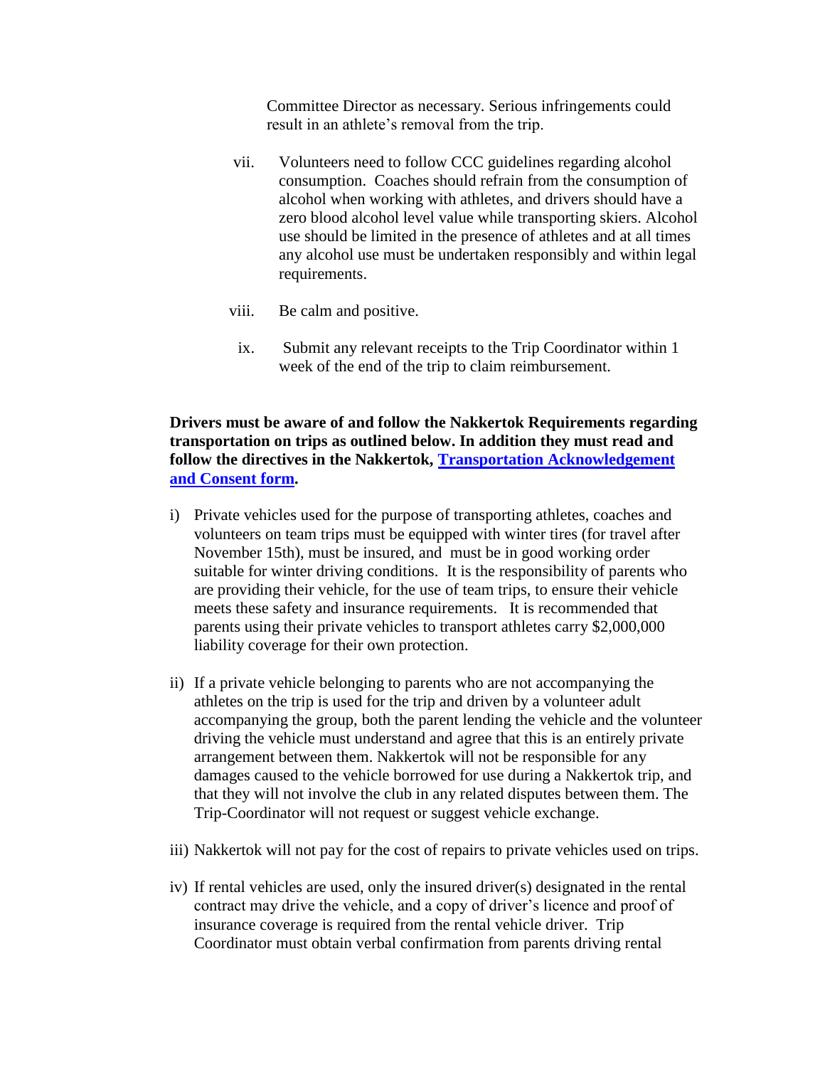Committee Director as necessary. Serious infringements could result in an athlete's removal from the trip.

vii. Volunteers need to follow CCC guidelines regarding alcohol consumption. Coaches should refrain from the consumption of alcohol when working with athletes, and drivers should have a zero blood alcohol level value while transporting skiers. Alcohol use should be limited in the presence of athletes and at all times any alcohol use must be undertaken responsibly and within legal requirements.

viii. Be calm and positive.

ix. Submit any relevant receipts to the Trip Coordinator within 1 week of the end of the trip to claim reimbursement.

**Drivers must be aware of and follow the Nakkertok Requirements regarding transportation on trips as outlined below. In addition they must read and follow the directives in the Nakkertok, Transportation Acknowledgement and Consent form.**

i) Private vehicles used for the purpose of transporting athletes, coaches and volunteers on team trips must be equipped with winter tires (for travel after November 15th), must be insured, and must be in good working order suitable for winter driving conditions. It is the responsibility of parents who are providing their vehicle, for the use of team trips, to ensure their vehicle meets these safety and insurance requirements. It is recommended that parents using their private vehicles to transport athletes carry $2,000,000 liability coverage for their own protection.

ii) If a private vehicle belonging to parents who are not accompanying the athletes on the trip is used for the trip and driven by a volunteer adult accompanying the group, both the parent lending the vehicle and the volunteer driving the vehicle must understand and agree that this is an entirely private arrangement between them. Nakkertok will not be responsible for any damages caused to the vehicle borrowed for use during a Nakkertok trip, and that they will not involve the club in any related disputes between them. The Trip-Coordinator will not request or suggest vehicle exchange.

iii) Nakkertok will not pay for the cost of repairs to private vehicles used on trips.

iv) If rental vehicles are used, only the insured driver(s) designated in the rental contract may drive the vehicle, and a copy of driver's licence and proof of insurance coverage is required from the rental vehicle driver. Trip Coordinator must obtain verbal confirmation from parents driving rental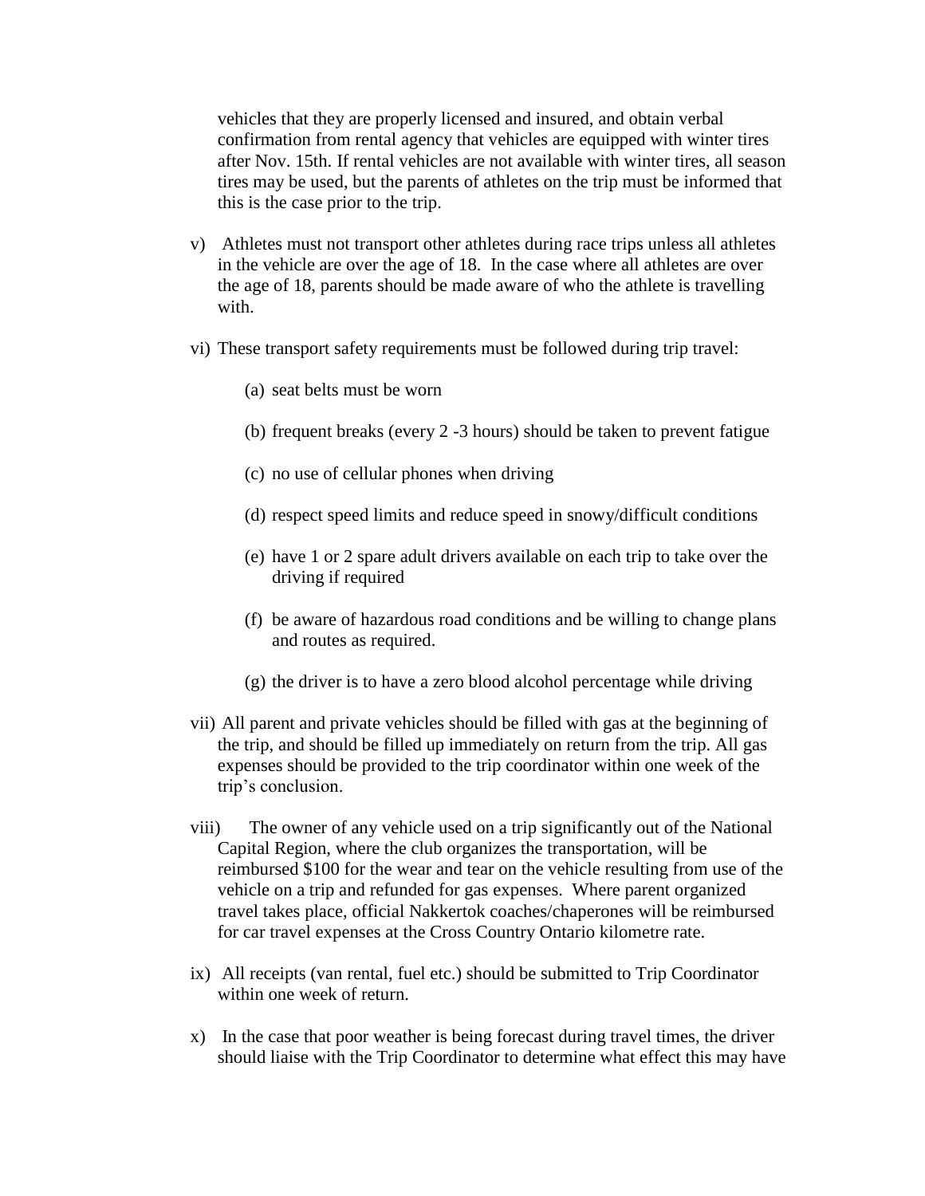vehicles that they are properly licensed and insured, and obtain verbal confirmation from rental agency that vehicles are equipped with winter tires after Nov. 15th. If rental vehicles are not available with winter tires, all season tires may be used, but the parents of athletes on the trip must be informed that this is the case prior to the trip.

v) Athletes must not transport other athletes during race trips unless all athletes in the vehicle are over the age of 18. In the case where all athletes are over the age of 18, parents should be made aware of who the athlete is travelling with.

vi) These transport safety requirements must be followed during trip travel:

   (a) seat belts must be worn

   (b) frequent breaks (every 2 -3 hours) should be taken to prevent fatigue

   (c) no use of cellular phones when driving

   (d) respect speed limits and reduce speed in snowy/difficult conditions

   (e) have 1 or 2 spare adult drivers available on each trip to take over the driving if required

   (f) be aware of hazardous road conditions and be willing to change plans and routes as required.

   (g) the driver is to have a zero blood alcohol percentage while driving

vii) All parent and private vehicles should be filled with gas at the beginning of the trip, and should be filled up immediately on return from the trip. All gas expenses should be provided to the trip coordinator within one week of the trip's conclusion.

viii) The owner of any vehicle used on a trip significantly out of the National Capital Region, where the club organizes the transportation, will be reimbursed $100 for the wear and tear on the vehicle resulting from use of the vehicle on a trip and refunded for gas expenses. Where parent organized travel takes place, official Nakkertok coaches/chaperones will be reimbursed for car travel expenses at the Cross Country Ontario kilometre rate.

ix) All receipts (van rental, fuel etc.) should be submitted to Trip Coordinator within one week of return.

x) In the case that poor weather is being forecast during travel times, the driver should liaise with the Trip Coordinator to determine what effect this may have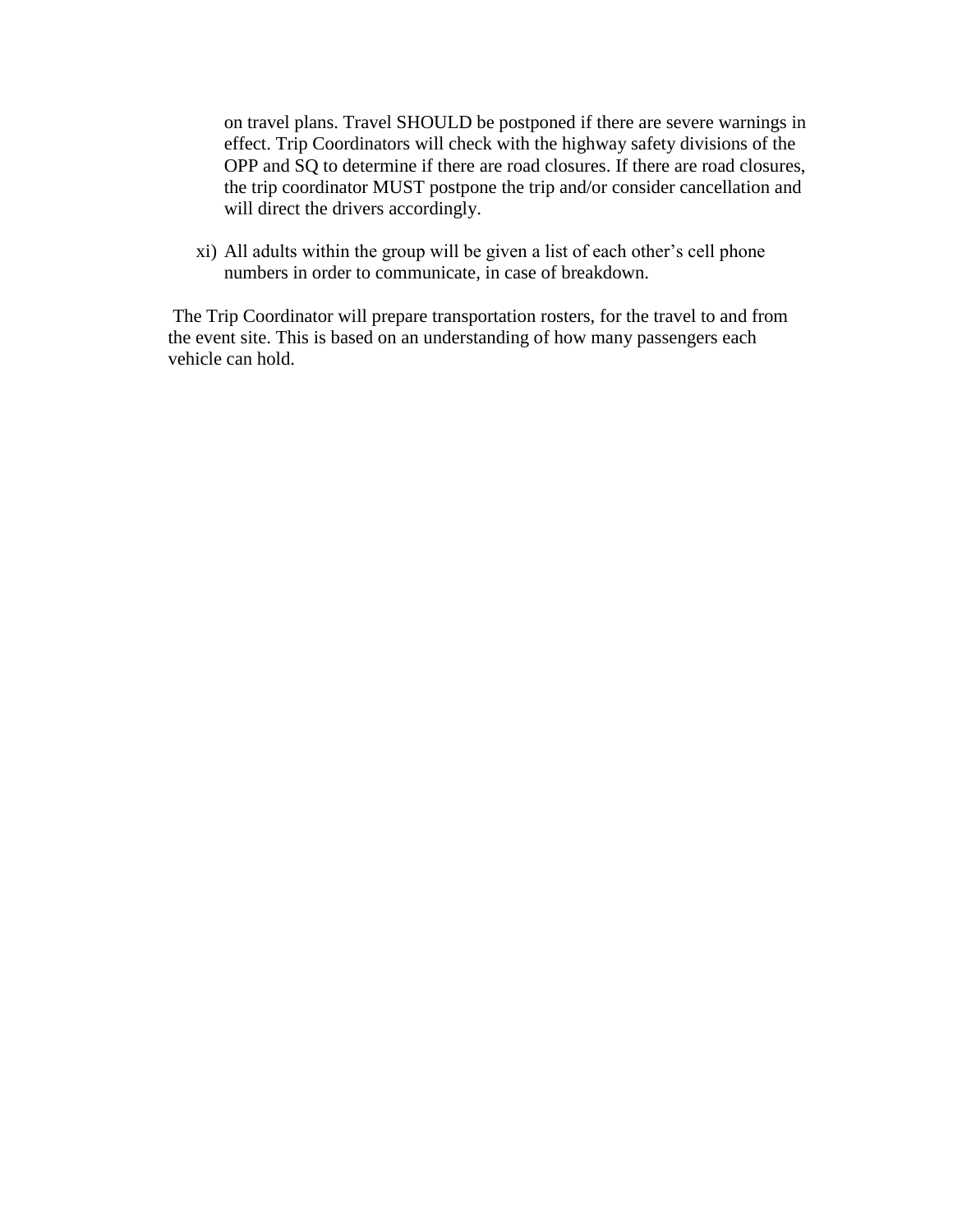on travel plans. Travel SHOULD be postponed if there are severe warnings in effect. Trip Coordinators will check with the highway safety divisions of the OPP and SQ to determine if there are road closures. If there are road closures, the trip coordinator MUST postpone the trip and/or consider cancellation and will direct the drivers accordingly.

xi) All adults within the group will be given a list of each other's cell phone numbers in order to communicate, in case of breakdown.

The Trip Coordinator will prepare transportation rosters, for the travel to and from the event site. This is based on an understanding of how many passengers each vehicle can hold.